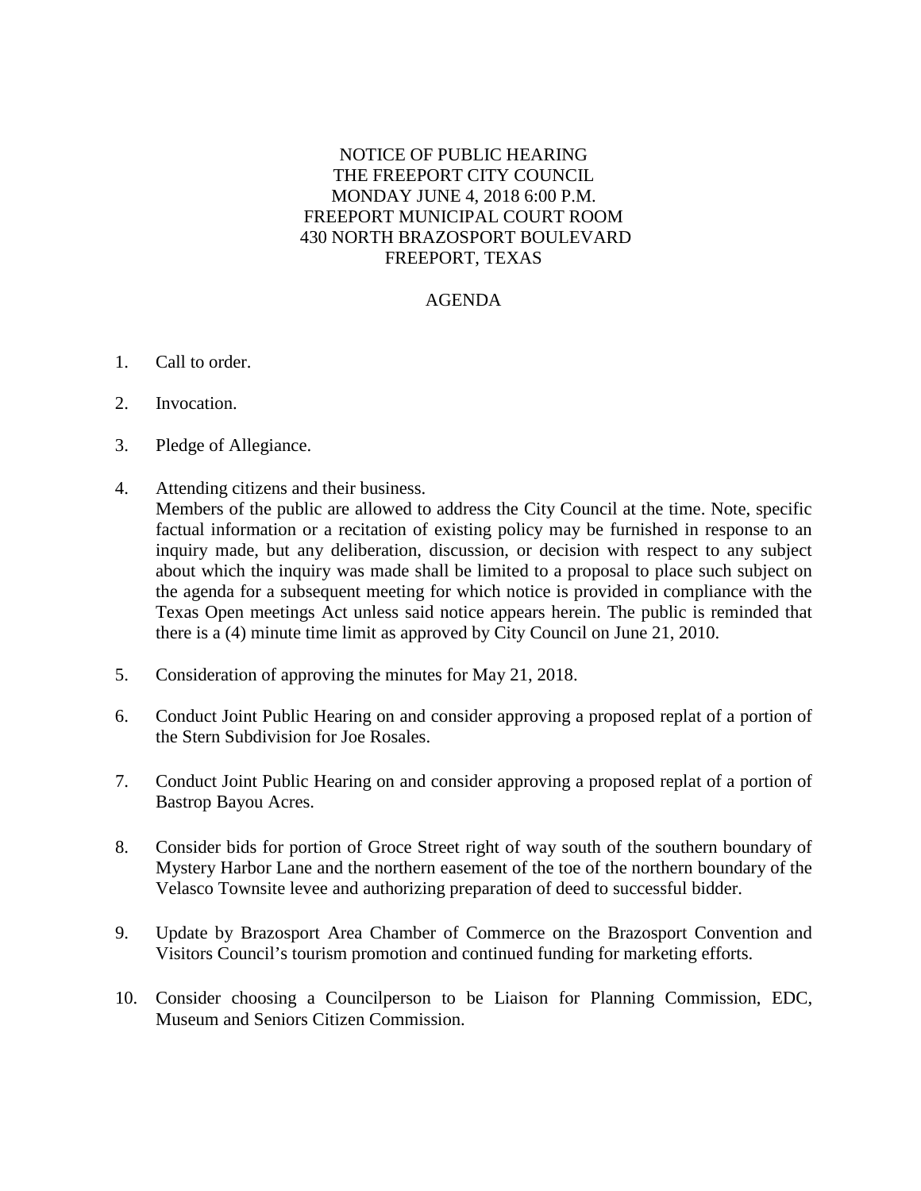NOTICE OF PUBLIC HEARING
THE FREEPORT CITY COUNCIL
MONDAY JUNE 4, 2018 6:00 P.M.
FREEPORT MUNICIPAL COURT ROOM
430 NORTH BRAZOSPORT BOULEVARD
FREEPORT, TEXAS

AGENDA

1. Call to order.

2. Invocation.

3. Pledge of Allegiance.

4. Attending citizens and their business.
   Members of the public are allowed to address the City Council at the time. Note, specific factual information or a recitation of existing policy may be furnished in response to an inquiry made, but any deliberation, discussion, or decision with respect to any subject about which the inquiry was made shall be limited to a proposal to place such subject on the agenda for a subsequent meeting for which notice is provided in compliance with the Texas Open meetings Act unless said notice appears herein. The public is reminded that there is a (4) minute time limit as approved by City Council on June 21, 2010.

5. Consideration of approving the minutes for May 21, 2018.

6. Conduct Joint Public Hearing on and consider approving a proposed replat of a portion of the Stern Subdivision for Joe Rosales.

7. Conduct Joint Public Hearing on and consider approving a proposed replat of a portion of Bastrop Bayou Acres.

8. Consider bids for portion of Groce Street right of way south of the southern boundary of Mystery Harbor Lane and the northern easement of the toe of the northern boundary of the Velasco Townsite levee and authorizing preparation of deed to successful bidder.

9. Update by Brazosport Area Chamber of Commerce on the Brazosport Convention and Visitors Council's tourism promotion and continued funding for marketing efforts.

10. Consider choosing a Councilperson to be Liaison for Planning Commission, EDC, Museum and Seniors Citizen Commission.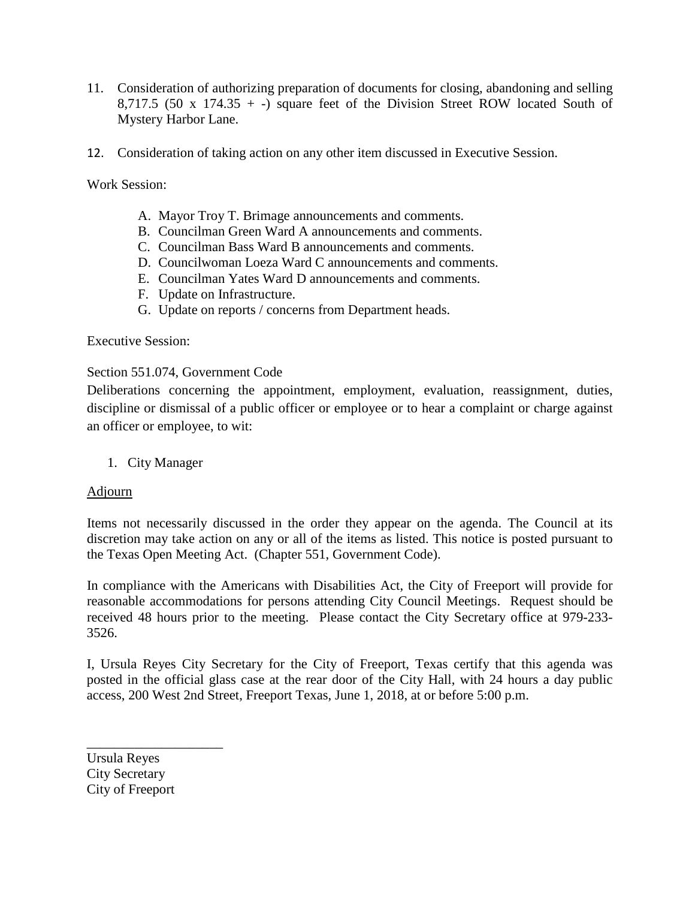11. Consideration of authorizing preparation of documents for closing, abandoning and selling 8,717.5 (50 x 174.35 + -) square feet of the Division Street ROW located South of Mystery Harbor Lane.

12. Consideration of taking action on any other item discussed in Executive Session.

Work Session:

A. Mayor Troy T. Brimage announcements and comments.
B. Councilman Green Ward A announcements and comments.
C. Councilman Bass Ward B announcements and comments.
D. Councilwoman Loeza Ward C announcements and comments.
E. Councilman Yates Ward D announcements and comments.
F. Update on Infrastructure.
G. Update on reports / concerns from Department heads.

Executive Session:

Section 551.074, Government Code
Deliberations concerning the appointment, employment, evaluation, reassignment, duties, discipline or dismissal of a public officer or employee or to hear a complaint or charge against an officer or employee, to wit:

1. City Manager

Adjourn

Items not necessarily discussed in the order they appear on the agenda. The Council at its discretion may take action on any or all of the items as listed. This notice is posted pursuant to the Texas Open Meeting Act. (Chapter 551, Government Code).

In compliance with the Americans with Disabilities Act, the City of Freeport will provide for reasonable accommodations for persons attending City Council Meetings. Request should be received 48 hours prior to the meeting. Please contact the City Secretary office at 979-233-3526.

I, Ursula Reyes City Secretary for the City of Freeport, Texas certify that this agenda was posted in the official glass case at the rear door of the City Hall, with 24 hours a day public access, 200 West 2nd Street, Freeport Texas, June 1, 2018, at or before 5:00 p.m.

\_\_\_\_\_\_\_\_\_\_\_\_\_\_\_\_\_\_\_\_

Ursula Reyes
City Secretary
City of Freeport